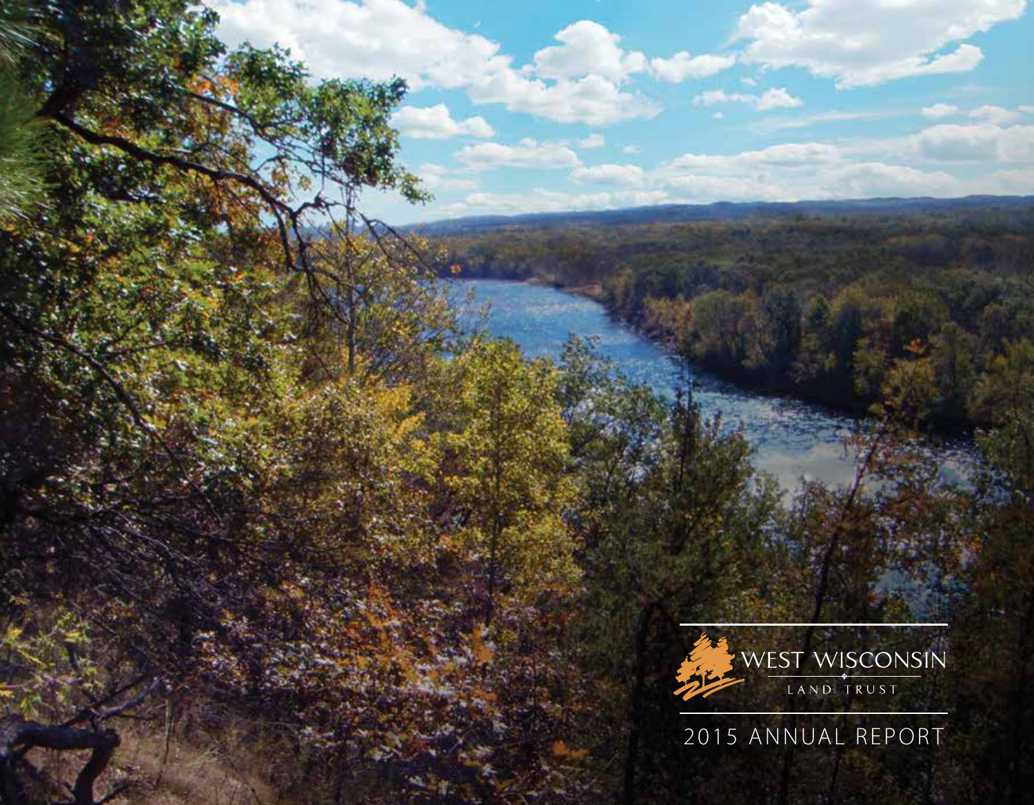WEST WISCONSIN

LAND TRUST

# 2015 ANNUAL REPORT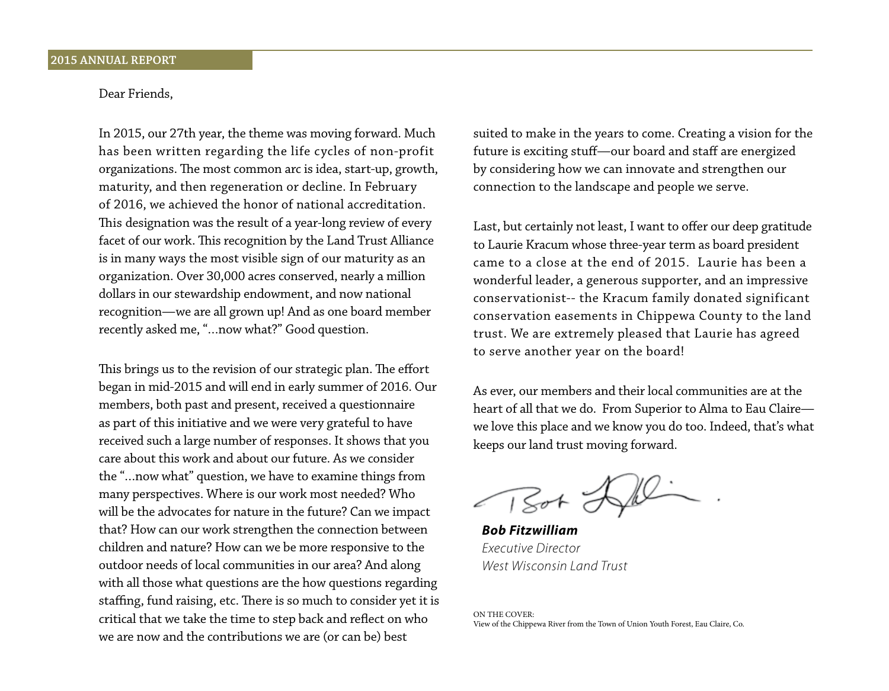Dear Friends,

In 2015, our 27th year, the theme was moving forward. Much has been written regarding the life cycles of non-profit organizations. The most common arc is idea, start-up, growth, maturity, and then regeneration or decline. In February of 2016, we achieved the honor of national accreditation. This designation was the result of a year-long review of every facet of our work. This recognition by the Land Trust Alliance is in many ways the most visible sign of our maturity as an organization. Over 30,000 acres conserved, nearly a million dollars in our stewardship endowment, and now national recognition—we are all grown up! And as one board member recently asked me, "...now what?" Good question.

This brings us to the revision of our strategic plan. The effort began in mid-2015 and will end in early summer of 2016. Our members, both past and present, received a questionnaire as part of this initiative and we were very grateful to have received such a large number of responses. It shows that you care about this work and about our future. As we consider the "...now what" question, we have to examine things from many perspectives. Where is our work most needed? Who will be the advocates for nature in the future? Can we impact that? How can our work strengthen the connection between children and nature? How can we be more responsive to the outdoor needs of local communities in our area? And along with all those what questions are the how questions regarding staffing, fund raising, etc. There is so much to consider yet it is critical that we take the time to step back and reflect on who we are now and the contributions we are (or can be) best suited to make in the years to come. Creating a vision for the future is exciting stuff—our board and staff are energized by considering how we can innovate and strengthen our connection to the landscape and people we serve.

Last, but certainly not least, I want to offer our deep gratitude to Laurie Kracum whose three-year term as board president came to a close at the end of 2015. Laurie has been a wonderful leader, a generous supporter, and an impressive conservationist-- the Kracum family donated significant conservation easements in Chippewa County to the land trust. We are extremely pleased that Laurie has agreed to serve another year on the board!

As ever, our members and their local communities are at the heart of all that we do. From Superior to Alma to Eau Claire—we love this place and we know you do too. Indeed, that's what keeps our land trust moving forward.

***Bob Fitzwilliam***
*Executive Director*
*West Wisconsin Land Trust*

ON THE COVER:
View of the Chippewa River from the Town of Union Youth Forest, Eau Claire, Co.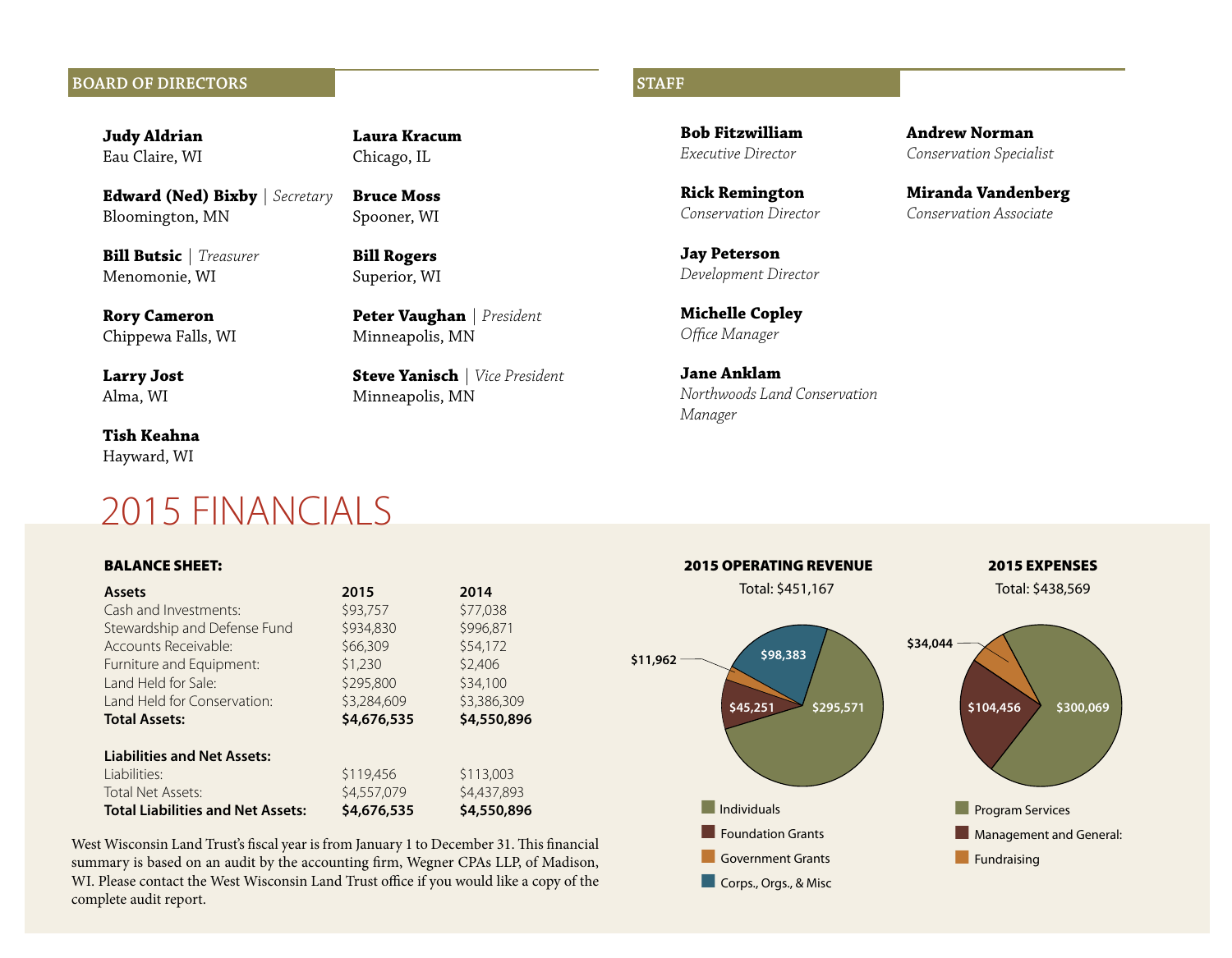## BOARD OF DIRECTORS

**Judy Aldrian**
Eau Claire, WI

**Edward (Ned) Bixby** | *Secretary*
Bloomington, MN

**Bill Butsic** | *Treasurer*
Menomonie, WI

**Rory Cameron**
Chippewa Falls, WI

**Larry Jost**
Alma, WI

**Tish Keahna**
Hayward, WI

**Laura Kracum**
Chicago, IL

**Bruce Moss**
Spooner, WI

**Bill Rogers**
Superior, WI

**Peter Vaughan** | *President*
Minneapolis, MN

**Steve Yanisch** | *Vice President*
Minneapolis, MN

## STAFF

**Bob Fitzwilliam**
*Executive Director*

**Rick Remington**
*Conservation Director*

**Jay Peterson**
*Development Director*

**Michelle Copley**
*Office Manager*

**Jane Anklam**
*Northwoods Land Conservation Manager*

**Andrew Norman**
*Conservation Specialist*

**Miranda Vandenberg**
*Conservation Associate*

# 2015 FINANCIALS

### BALANCE SHEET:

| **Assets** | **2015** | **2014** |
|---|---|---|
| Cash and Investments: | $93,757 | $77,038 |
| Stewardship and Defense Fund | $934,830 | $996,871 |
| Accounts Receivable: | $66,309 | $54,172 |
| Furniture and Equipment: | $1,230 | $2,406 |
| Land Held for Sale: | $295,800 | $34,100 |
| Land Held for Conservation: | $3,284,609 | $3,386,309 |
| **Total Assets:** | **$4,676,535** | **$4,550,896** |
| | | |
| **Liabilities and Net Assets:** | | |
| Liabilities: | $119,456 | $113,003 |
| Total Net Assets: | $4,557,079 | $4,437,893 |
| **Total Liabilities and Net Assets:** | **$4,676,535** | **$4,550,896** |

West Wisconsin Land Trust's fiscal year is from January 1 to December 31. This financial summary is based on an audit by the accounting firm, Wegner CPAs LLP, of Madison, WI. Please contact the West Wisconsin Land Trust office if you would like a copy of the complete audit report.

### 2015 OPERATING REVENUE

Total: $451,167

| Category | Amount |
|---|---|
| Individuals | $295,571 |
| Foundation Grants | $45,251 |
| Government Grants | $11,962 |
| Corps., Orgs., & Misc | $98,383 |

### 2015 EXPENSES

Total: $438,569

| Category | Amount |
|---|---|
| Program Services | $300,069 |
| Management and General: | $104,456 |
| Fundraising | $34,044 |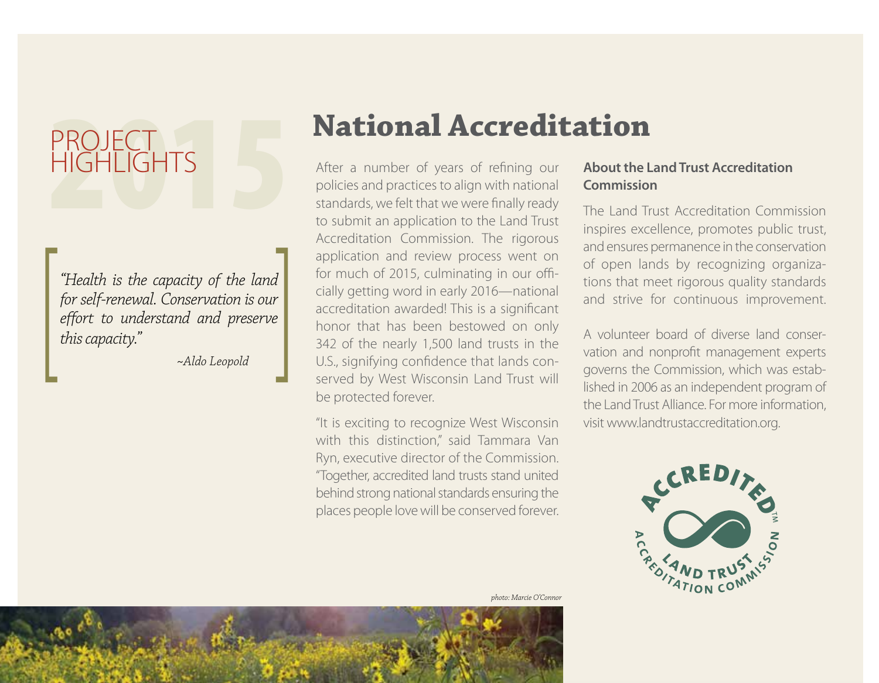# PROJECT HIGHLIGHTS 2015

*"Health is the capacity of the land for self-renewal. Conservation is our effort to understand and preserve this capacity."*

*~Aldo Leopold*

## National Accreditation

After a number of years of refining our policies and practices to align with national standards, we felt that we were finally ready to submit an application to the Land Trust Accreditation Commission. The rigorous application and review process went on for much of 2015, culminating in our officially getting word in early 2016—national accreditation awarded! This is a significant honor that has been bestowed on only 342 of the nearly 1,500 land trusts in the U.S., signifying confidence that lands conserved by West Wisconsin Land Trust will be protected forever.

"It is exciting to recognize West Wisconsin with this distinction," said Tammara Van Ryn, executive director of the Commission. "Together, accredited land trusts stand united behind strong national standards ensuring the places people love will be conserved forever.

### About the Land Trust Accreditation Commission

The Land Trust Accreditation Commission inspires excellence, promotes public trust, and ensures permanence in the conservation of open lands by recognizing organizations that meet rigorous quality standards and strive for continuous improvement.

A volunteer board of diverse land conservation and nonprofit management experts governs the Commission, which was established in 2006 as an independent program of the Land Trust Alliance. For more information, visit www.landtrustaccreditation.org.

ACCREDITED™ LAND TRUST ACCREDITATION COMMISSION

*photo: Marcie O'Connor*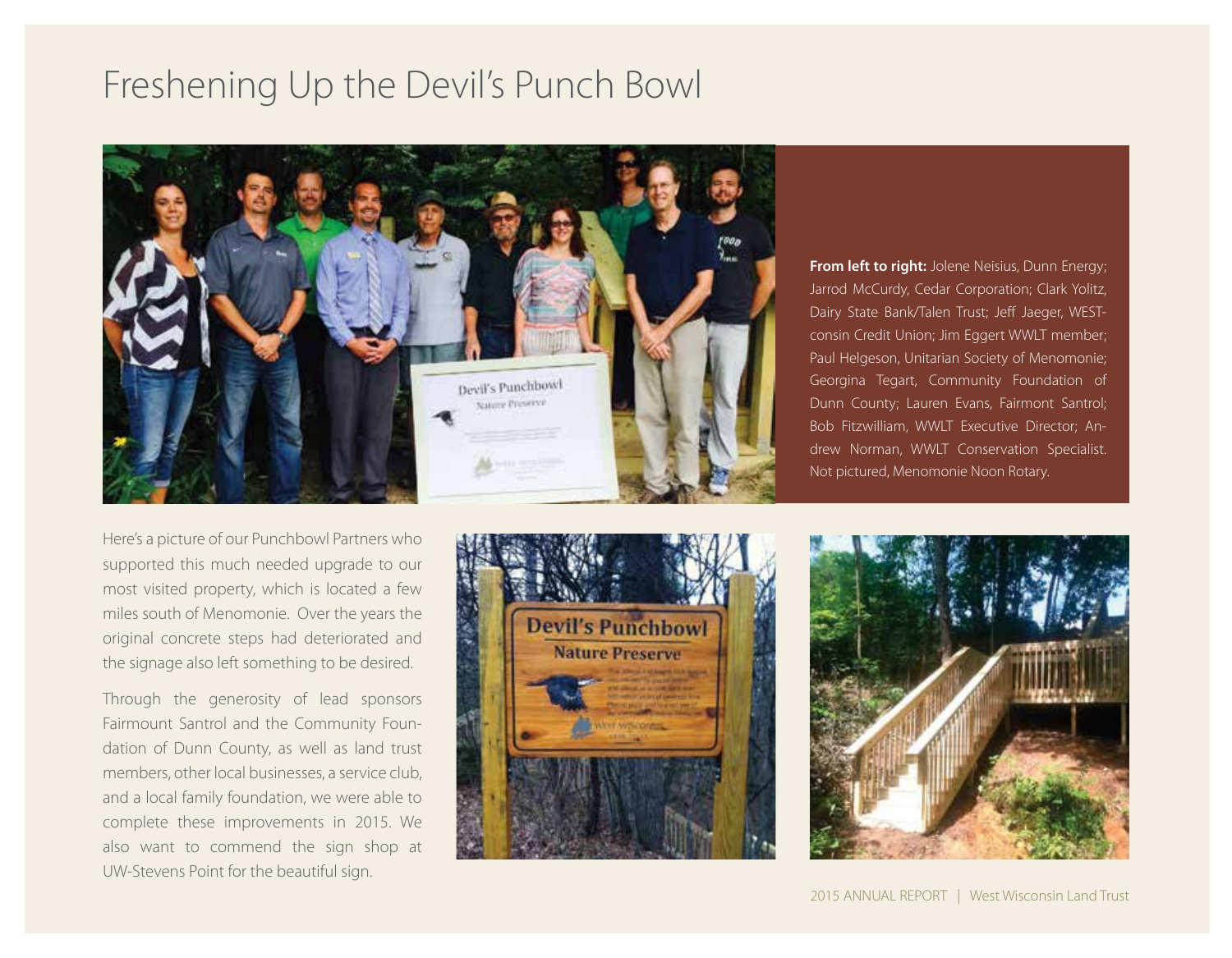# Freshening Up the Devil's Punch Bowl

**From left to right:** Jolene Neisius, Dunn Energy; Jarrod McCurdy, Cedar Corporation; Clark Yolitz, Dairy State Bank/Talen Trust; Jeff Jaeger, WESTconsin Credit Union; Jim Eggert WWLT member; Paul Helgeson, Unitarian Society of Menomonie; Georgina Tegart, Community Foundation of Dunn County; Lauren Evans, Fairmont Santrol; Bob Fitzwilliam, WWLT Executive Director; Andrew Norman, WWLT Conservation Specialist. Not pictured, Menomonie Noon Rotary.

Here's a picture of our Punchbowl Partners who supported this much needed upgrade to our most visited property, which is located a few miles south of Menomonie. Over the years the original concrete steps had deteriorated and the signage also left something to be desired.

Through the generosity of lead sponsors Fairmount Santrol and the Community Foundation of Dunn County, as well as land trust members, other local businesses, a service club, and a local family foundation, we were able to complete these improvements in 2015. We also want to commend the sign shop at UW-Stevens Point for the beautiful sign.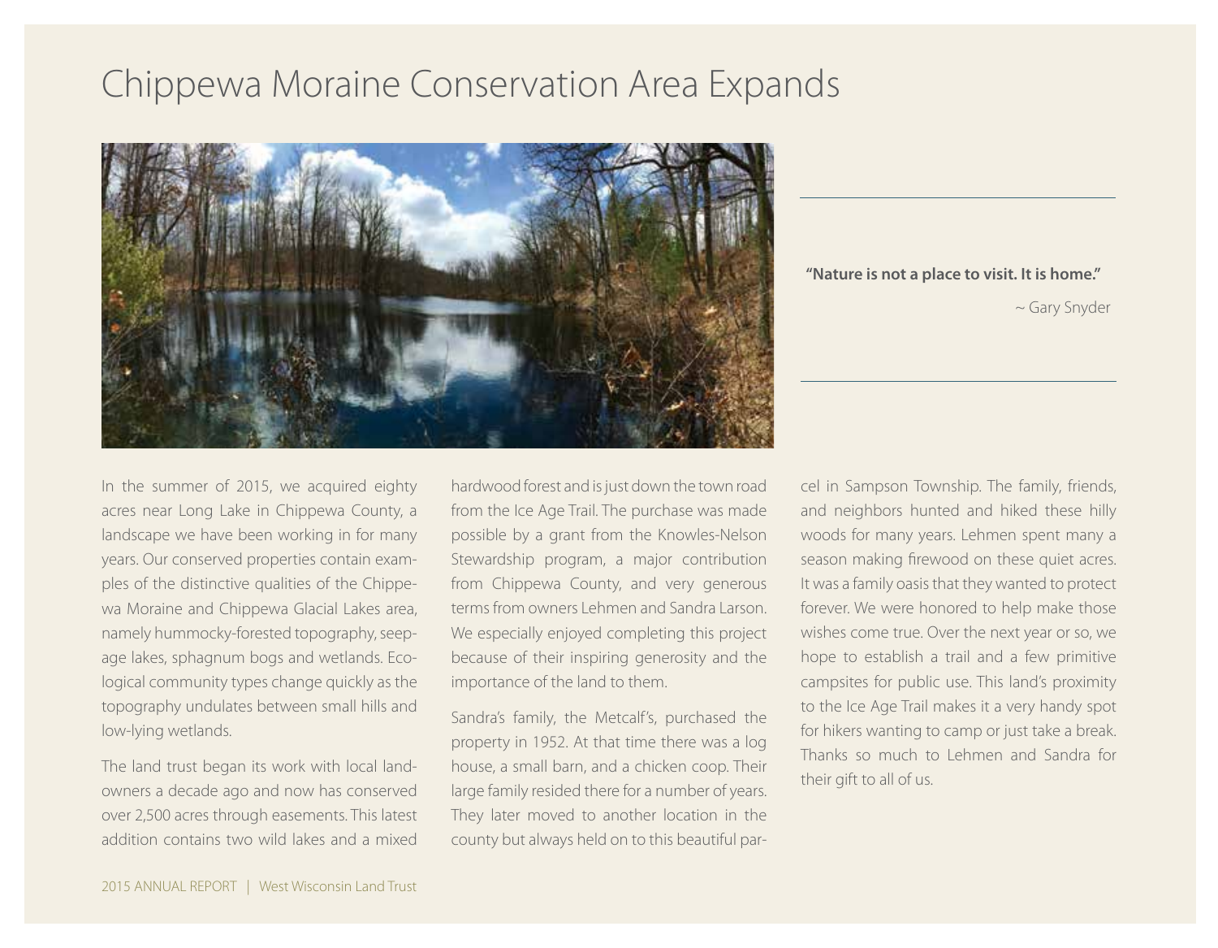# Chippewa Moraine Conservation Area Expands

**"Nature is not a place to visit. It is home."**

~ Gary Snyder

In the summer of 2015, we acquired eighty acres near Long Lake in Chippewa County, a landscape we have been working in for many years. Our conserved properties contain examples of the distinctive qualities of the Chippewa Moraine and Chippewa Glacial Lakes area, namely hummocky-forested topography, seepage lakes, sphagnum bogs and wetlands. Ecological community types change quickly as the topography undulates between small hills and low-lying wetlands.

The land trust began its work with local landowners a decade ago and now has conserved over 2,500 acres through easements. This latest addition contains two wild lakes and a mixed hardwood forest and is just down the town road from the Ice Age Trail. The purchase was made possible by a grant from the Knowles-Nelson Stewardship program, a major contribution from Chippewa County, and very generous terms from owners Lehmen and Sandra Larson. We especially enjoyed completing this project because of their inspiring generosity and the importance of the land to them.

Sandra's family, the Metcalf's, purchased the property in 1952. At that time there was a log house, a small barn, and a chicken coop. Their large family resided there for a number of years. They later moved to another location in the county but always held on to this beautiful parcel in Sampson Township. The family, friends, and neighbors hunted and hiked these hilly woods for many years. Lehmen spent many a season making firewood on these quiet acres. It was a family oasis that they wanted to protect forever. We were honored to help make those wishes come true. Over the next year or so, we hope to establish a trail and a few primitive campsites for public use. This land's proximity to the Ice Age Trail makes it a very handy spot for hikers wanting to camp or just take a break. Thanks so much to Lehmen and Sandra for their gift to all of us.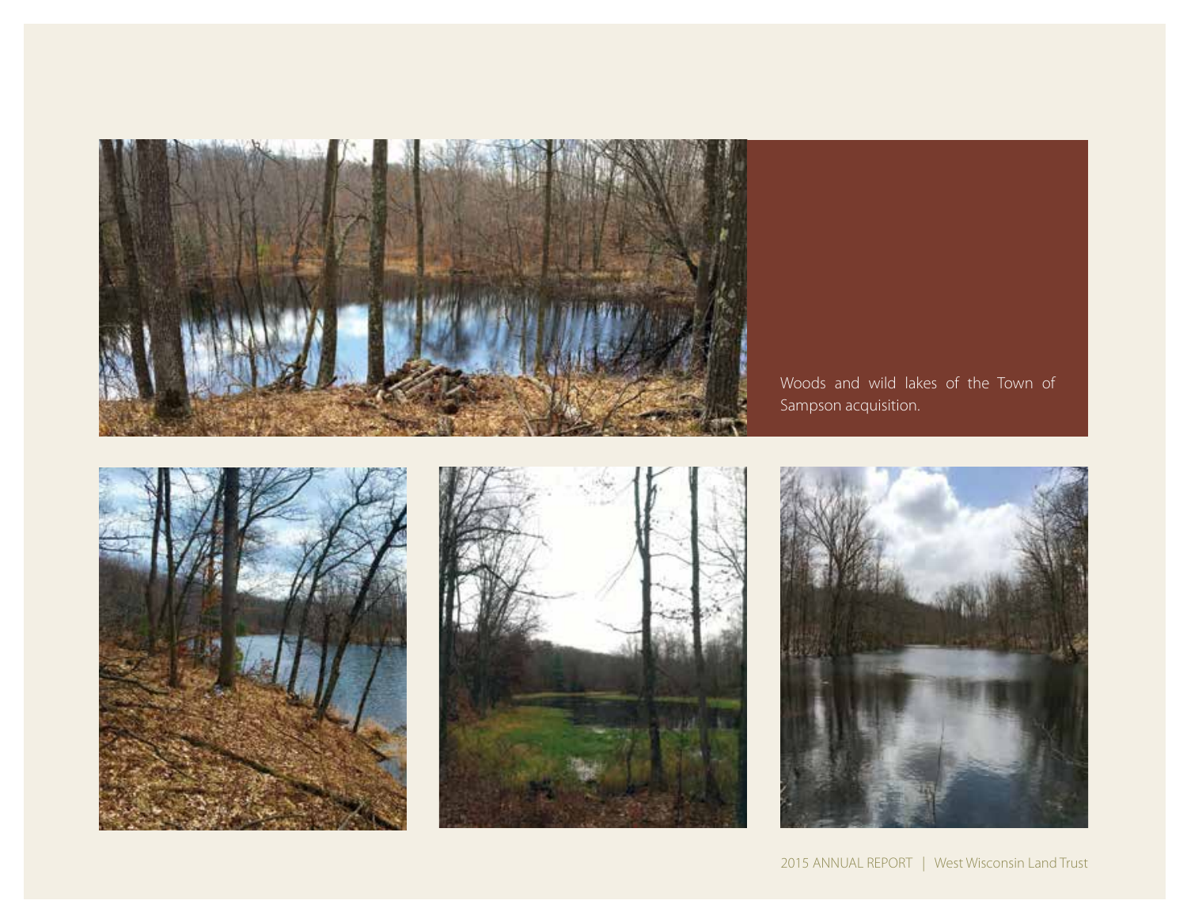Woods and wild lakes of the Town of Sampson acquisition.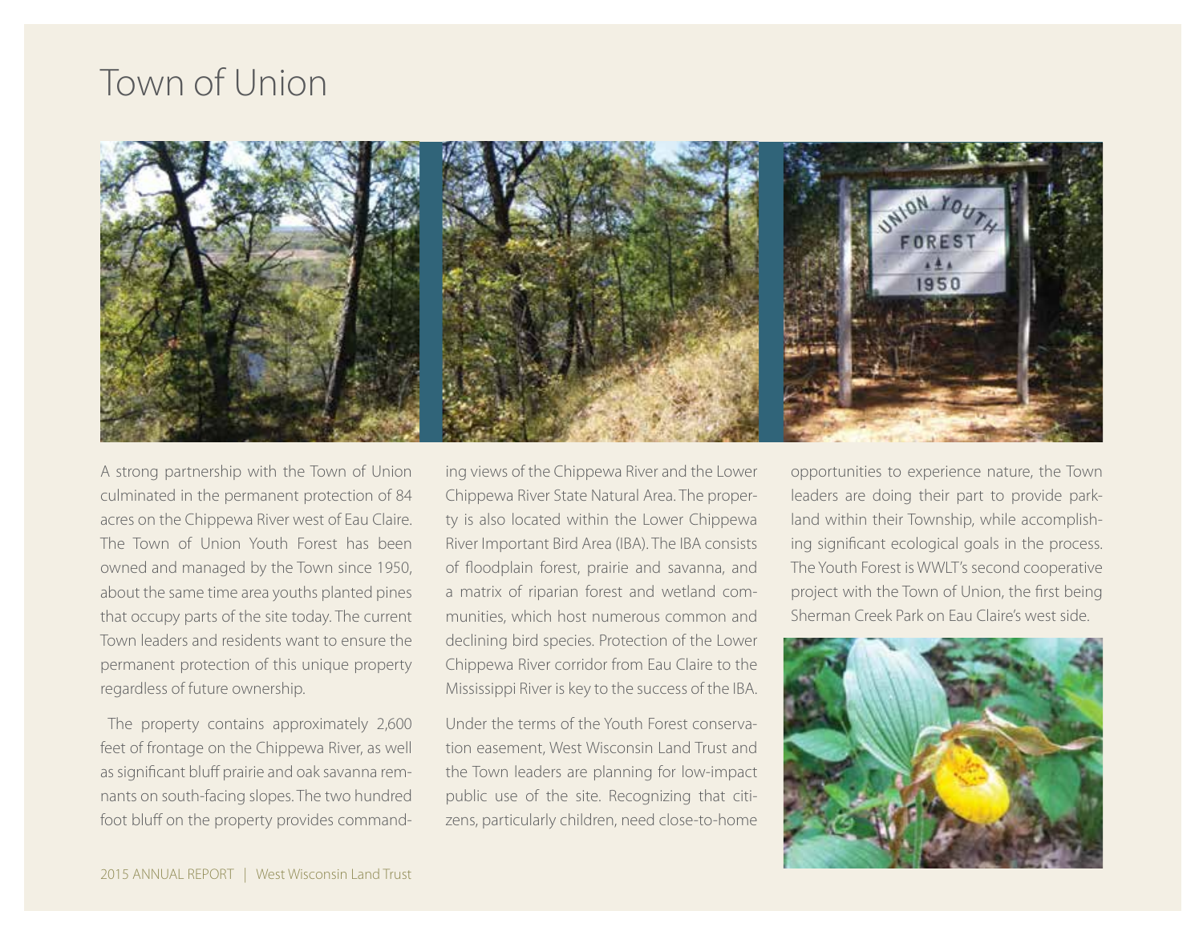# Town of Union

A strong partnership with the Town of Union culminated in the permanent protection of 84 acres on the Chippewa River west of Eau Claire. The Town of Union Youth Forest has been owned and managed by the Town since 1950, about the same time area youths planted pines that occupy parts of the site today. The current Town leaders and residents want to ensure the permanent protection of this unique property regardless of future ownership.

The property contains approximately 2,600 feet of frontage on the Chippewa River, as well as significant bluff prairie and oak savanna remnants on south-facing slopes. The two hundred foot bluff on the property provides commanding views of the Chippewa River and the Lower Chippewa River State Natural Area. The property is also located within the Lower Chippewa River Important Bird Area (IBA). The IBA consists of floodplain forest, prairie and savanna, and a matrix of riparian forest and wetland communities, which host numerous common and declining bird species. Protection of the Lower Chippewa River corridor from Eau Claire to the Mississippi River is key to the success of the IBA.

Under the terms of the Youth Forest conservation easement, West Wisconsin Land Trust and the Town leaders are planning for low-impact public use of the site. Recognizing that citizens, particularly children, need close-to-home opportunities to experience nature, the Town leaders are doing their part to provide parkland within their Township, while accomplishing significant ecological goals in the process. The Youth Forest is WWLT's second cooperative project with the Town of Union, the first being Sherman Creek Park on Eau Claire's west side.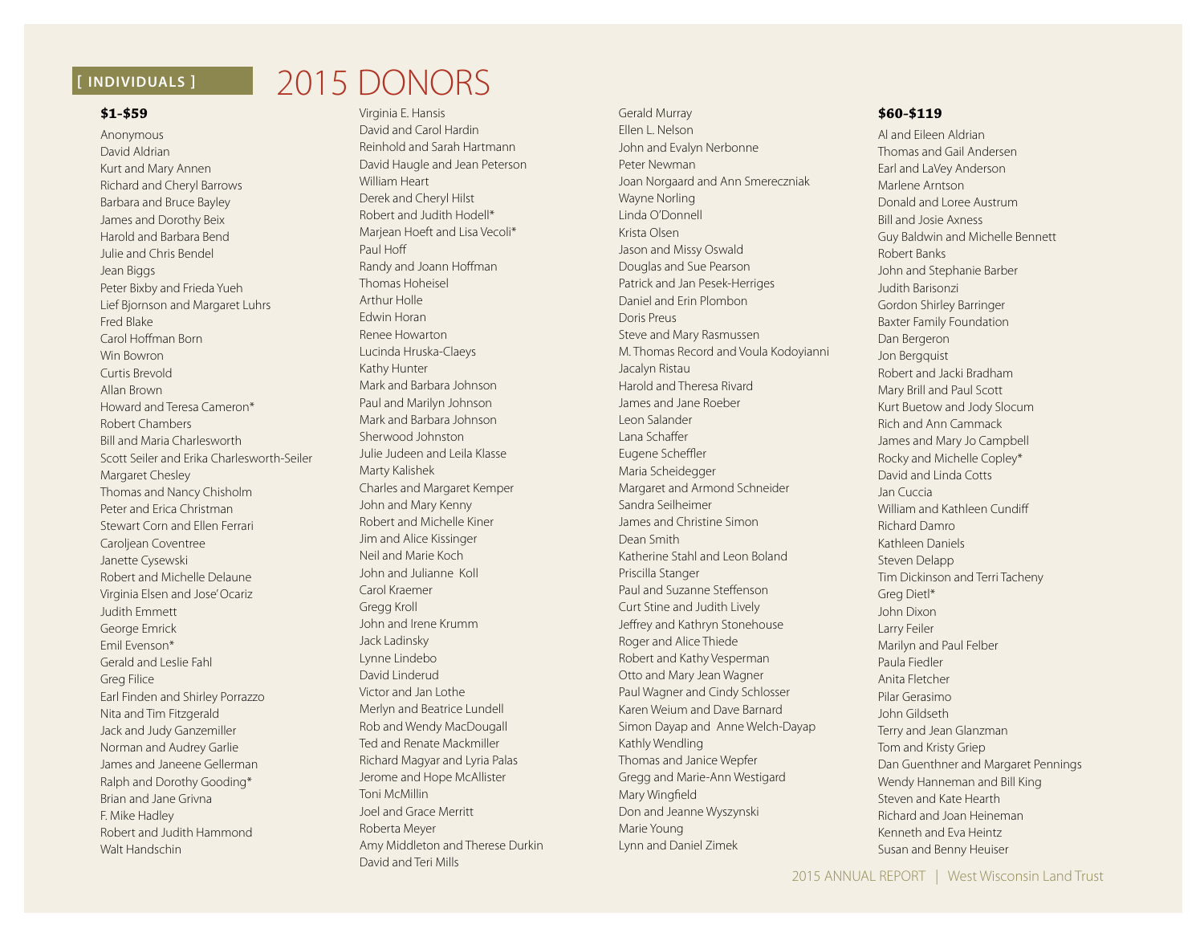[ INDIVIDUALS ]

# 2015 DONORS

### $1-$59

Anonymous
David Aldrian
Kurt and Mary Annen
Richard and Cheryl Barrows
Barbara and Bruce Bayley
James and Dorothy Beix
Harold and Barbara Bend
Julie and Chris Bendel
Jean Biggs
Peter Bixby and Frieda Yueh
Lief Bjornson and Margaret Luhrs
Fred Blake
Carol Hoffman Born
Win Bowron
Curtis Brevold
Allan Brown
Howard and Teresa Cameron*
Robert Chambers
Bill and Maria Charlesworth
Scott Seiler and Erika Charlesworth-Seiler
Margaret Chesley
Thomas and Nancy Chisholm
Peter and Erica Christman
Stewart Corn and Ellen Ferrari
Caroljean Coventree
Janette Cysewski
Robert and Michelle Delaune
Virginia Elsen and Jose' Ocariz
Judith Emmett
George Emrick
Emil Evenson*
Gerald and Leslie Fahl
Greg Filice
Earl Finden and Shirley Porrazzo
Nita and Tim Fitzgerald
Jack and Judy Ganzemiller
Norman and Audrey Garlie
James and Janeene Gellerman
Ralph and Dorothy Gooding*
Brian and Jane Grivna
F. Mike Hadley
Robert and Judith Hammond
Walt Handschin
Virginia E. Hansis
David and Carol Hardin
Reinhold and Sarah Hartmann
David Haugle and Jean Peterson
William Heart
Derek and Cheryl Hilst
Robert and Judith Hodell*
Marjean Hoeft and Lisa Vecoli*
Paul Hoff
Randy and Joann Hoffman
Thomas Hoheisel
Arthur Holle
Edwin Horan
Renee Howarton
Lucinda Hruska-Claeys
Kathy Hunter
Mark and Barbara Johnson
Paul and Marilyn Johnson
Mark and Barbara Johnson
Sherwood Johnston
Julie Judeen and Leila Klasse
Marty Kalishek
Charles and Margaret Kemper
John and Mary Kenny
Robert and Michelle Kiner
Jim and Alice Kissinger
Neil and Marie Koch
John and Julianne Koll
Carol Kraemer
Gregg Kroll
John and Irene Krumm
Jack Ladinsky
Lynne Lindebo
David Linderud
Victor and Jan Lothe
Merlyn and Beatrice Lundell
Rob and Wendy MacDougall
Ted and Renate Mackmiller
Richard Magyar and Lyria Palas
Jerome and Hope McAllister
Toni McMillin
Joel and Grace Merritt
Roberta Meyer
Amy Middleton and Therese Durkin
David and Teri Mills
Gerald Murray
Ellen L. Nelson
John and Evalyn Nerbonne
Peter Newman
Joan Norgaard and Ann Smereczniak
Wayne Norling
Linda O'Donnell
Krista Olsen
Jason and Missy Oswald
Douglas and Sue Pearson
Patrick and Jan Pesek-Herriges
Daniel and Erin Plombon
Doris Preus
Steve and Mary Rasmussen
M. Thomas Record and Voula Kodoyianni
Jacalyn Ristau
Harold and Theresa Rivard
James and Jane Roeber
Leon Salander
Lana Schaffer
Eugene Scheffler
Maria Scheidegger
Margaret and Armond Schneider
Sandra Seilheimer
James and Christine Simon
Dean Smith
Katherine Stahl and Leon Boland
Priscilla Stanger
Paul and Suzanne Steffenson
Curt Stine and Judith Lively
Jeffrey and Kathryn Stonehouse
Roger and Alice Thiede
Robert and Kathy Vesperman
Otto and Mary Jean Wagner
Paul Wagner and Cindy Schlosser
Karen Weium and Dave Barnard
Simon Dayap and Anne Welch-Dayap
Kathly Wendling
Thomas and Janice Wepfer
Gregg and Marie-Ann Westigard
Mary Wingfield
Don and Jeanne Wyszynski
Marie Young
Lynn and Daniel Zimek

### $60-$119

Al and Eileen Aldrian
Thomas and Gail Andersen
Earl and LaVey Anderson
Marlene Arntson
Donald and Loree Austrum
Bill and Josie Axness
Guy Baldwin and Michelle Bennett
Robert Banks
John and Stephanie Barber
Judith Barisonzi
Gordon Shirley Barringer
Baxter Family Foundation
Dan Bergeron
Jon Bergquist
Robert and Jacki Bradham
Mary Brill and Paul Scott
Kurt Buetow and Jody Slocum
Rich and Ann Cammack
James and Mary Jo Campbell
Rocky and Michelle Copley*
David and Linda Cotts
Jan Cuccia
William and Kathleen Cundiff
Richard Damro
Kathleen Daniels
Steven Delapp
Tim Dickinson and Terri Tacheny
Greg Dietl*
John Dixon
Larry Feiler
Marilyn and Paul Felber
Paula Fiedler
Anita Fletcher
Pilar Gerasimo
John Gildseth
Terry and Jean Glanzman
Tom and Kristy Griep
Dan Guenthner and Margaret Pennings
Wendy Hanneman and Bill King
Steven and Kate Hearth
Richard and Joan Heineman
Kenneth and Eva Heintz
Susan and Benny Heuiser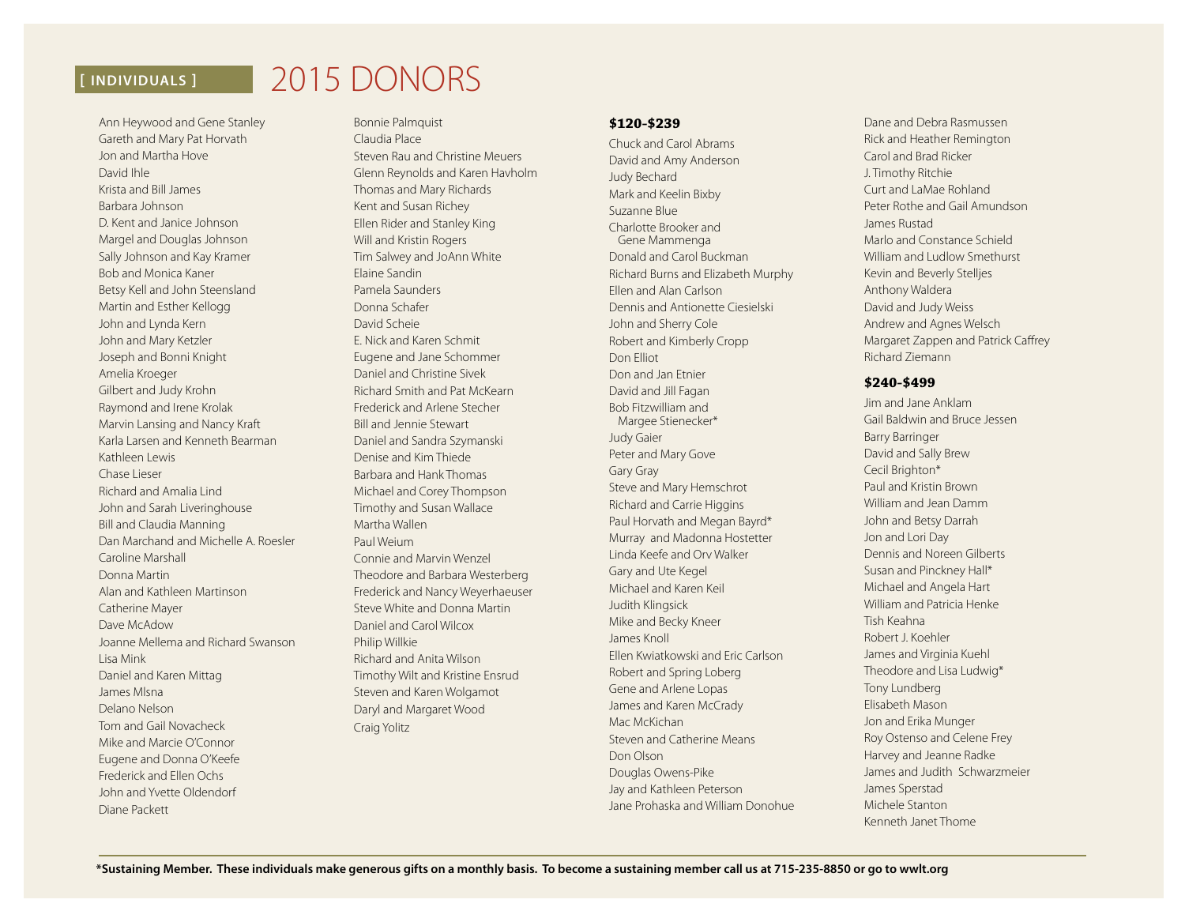[ INDIVIDUALS ]

# 2015 DONORS

Ann Heywood and Gene Stanley
Gareth and Mary Pat Horvath
Jon and Martha Hove
David Ihle
Krista and Bill James
Barbara Johnson
D. Kent and Janice Johnson
Margel and Douglas Johnson
Sally Johnson and Kay Kramer
Bob and Monica Kaner
Betsy Kell and John Steensland
Martin and Esther Kellogg
John and Lynda Kern
John and Mary Ketzler
Joseph and Bonni Knight
Amelia Kroeger
Gilbert and Judy Krohn
Raymond and Irene Krolak
Marvin Lansing and Nancy Kraft
Karla Larsen and Kenneth Bearman
Kathleen Lewis
Chase Lieser
Richard and Amalia Lind
John and Sarah Liveringhouse
Bill and Claudia Manning
Dan Marchand and Michelle A. Roesler
Caroline Marshall
Donna Martin
Alan and Kathleen Martinson
Catherine Mayer
Dave McAdow
Joanne Mellema and Richard Swanson
Lisa Mink
Daniel and Karen Mittag
James Mlsna
Delano Nelson
Tom and Gail Novacheck
Mike and Marcie O'Connor
Eugene and Donna O'Keefe
Frederick and Ellen Ochs
John and Yvette Oldendorf
Diane Packett
Bonnie Palmquist
Claudia Place
Steven Rau and Christine Meuers
Glenn Reynolds and Karen Havholm
Thomas and Mary Richards
Kent and Susan Richey
Ellen Rider and Stanley King
Will and Kristin Rogers
Tim Salwey and JoAnn White
Elaine Sandin
Pamela Saunders
Donna Schafer
David Scheie
E. Nick and Karen Schmit
Eugene and Jane Schommer
Daniel and Christine Sivek
Richard Smith and Pat McKearn
Frederick and Arlene Stecher
Bill and Jennie Stewart
Daniel and Sandra Szymanski
Denise and Kim Thiede
Barbara and Hank Thomas
Michael and Corey Thompson
Timothy and Susan Wallace
Martha Wallen
Paul Weium
Connie and Marvin Wenzel
Theodore and Barbara Westerberg
Frederick and Nancy Weyerhaeuser
Steve White and Donna Martin
Daniel and Carol Wilcox
Philip Willkie
Richard and Anita Wilson
Timothy Wilt and Kristine Ensrud
Steven and Karen Wolgamot
Daryl and Margaret Wood
Craig Yolitz

### $120-$239

Chuck and Carol Abrams
David and Amy Anderson
Judy Bechard
Mark and Keelin Bixby
Suzanne Blue
Charlotte Brooker and Gene Mammenga
Donald and Carol Buckman
Richard Burns and Elizabeth Murphy
Ellen and Alan Carlson
Dennis and Antionette Ciesielski
John and Sherry Cole
Robert and Kimberly Cropp
Don Elliot
Don and Jan Etnier
David and Jill Fagan
Bob Fitzwilliam and Margee Stienecker*
Judy Gaier
Peter and Mary Gove
Gary Gray
Steve and Mary Hemschrot
Richard and Carrie Higgins
Paul Horvath and Megan Bayrd*
Murray and Madonna Hostetter
Linda Keefe and Orv Walker
Gary and Ute Kegel
Michael and Karen Keil
Judith Klingsick
Mike and Becky Kneer
James Knoll
Ellen Kwiatkowski and Eric Carlson
Robert and Spring Loberg
Gene and Arlene Lopas
James and Karen McCrady
Mac McKichan
Steven and Catherine Means
Don Olson
Douglas Owens-Pike
Jay and Kathleen Peterson
Jane Prohaska and William Donohue
Dane and Debra Rasmussen
Rick and Heather Remington
Carol and Brad Ricker
J. Timothy Ritchie
Curt and LaMae Rohland
Peter Rothe and Gail Amundson
James Rustad
Marlo and Constance Schield
William and Ludlow Smethurst
Kevin and Beverly Stelljes
Anthony Waldera
David and Judy Weiss
Andrew and Agnes Welsch
Margaret Zappen and Patrick Caffrey
Richard Ziemann

### $240-$499

Jim and Jane Anklam
Gail Baldwin and Bruce Jessen
Barry Barringer
David and Sally Brew
Cecil Brighton*
Paul and Kristin Brown
William and Jean Damm
John and Betsy Darrah
Jon and Lori Day
Dennis and Noreen Gilberts
Susan and Pinckney Hall*
Michael and Angela Hart
William and Patricia Henke
Tish Keahna
Robert J. Koehler
James and Virginia Kuehl
Theodore and Lisa Ludwig*
Tony Lundberg
Elisabeth Mason
Jon and Erika Munger
Roy Ostenso and Celene Frey
Harvey and Jeanne Radke
James and Judith Schwarzmeier
James Sperstad
Michele Stanton
Kenneth Janet Thome

**\*Sustaining Member. These individuals make generous gifts on a monthly basis. To become a sustaining member call us at 715-235-8850 or go to wwlt.org**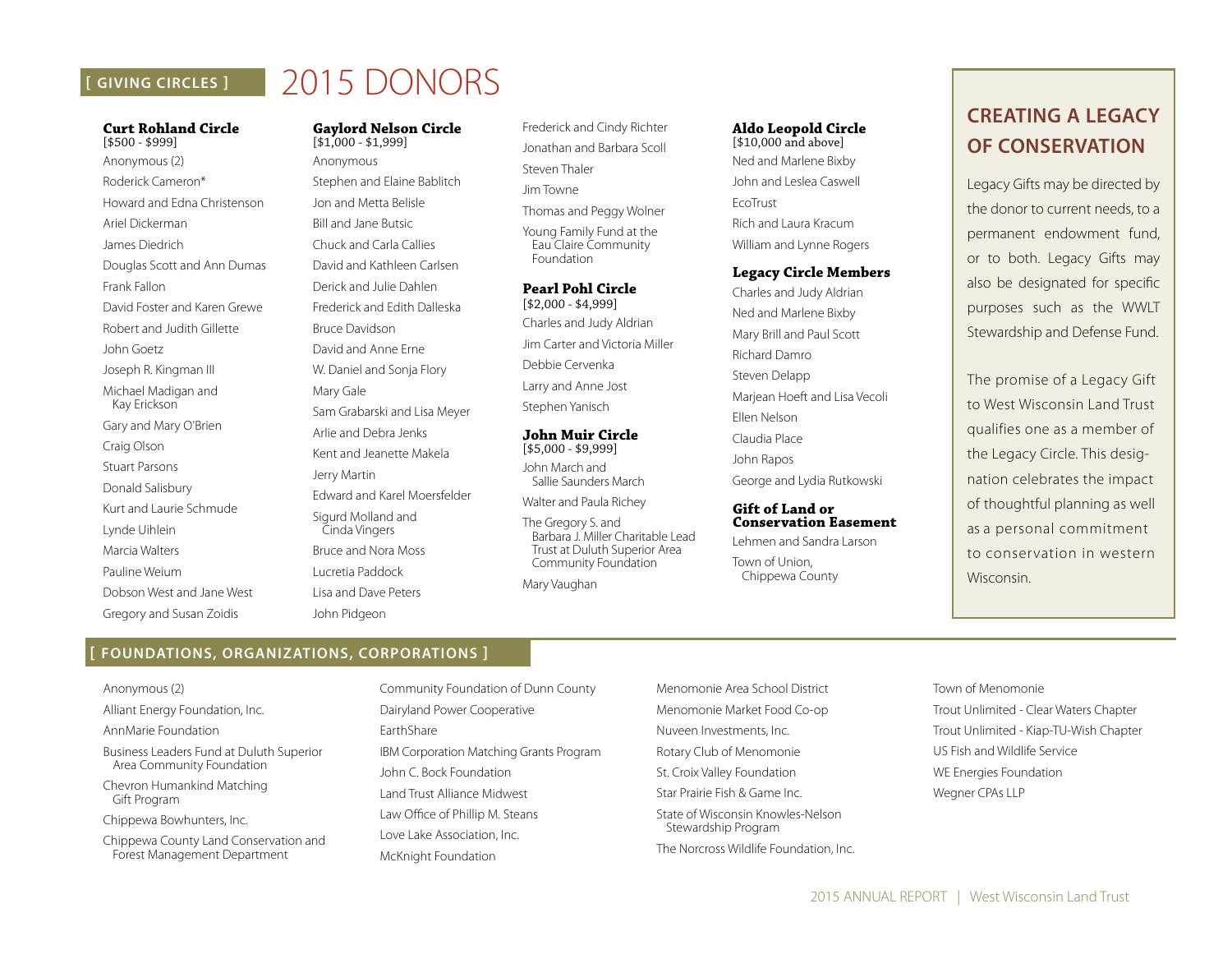[ GIVING CIRCLES ]

# 2015 DONORS

### Curt Rohland Circle
[$500 - $999]

Anonymous (2)
Roderick Cameron*
Howard and Edna Christenson
Ariel Dickerman
James Diedrich
Douglas Scott and Ann Dumas
Frank Fallon
David Foster and Karen Grewe
Robert and Judith Gillette
John Goetz
Joseph R. Kingman III
Michael Madigan and Kay Erickson
Gary and Mary O'Brien
Craig Olson
Stuart Parsons
Donald Salisbury
Kurt and Laurie Schmude
Lynde Uihlein
Marcia Walters
Pauline Weium
Dobson West and Jane West
Gregory and Susan Zoidis

### Gaylord Nelson Circle
[$1,000 - $1,999]

Anonymous
Stephen and Elaine Bablitch
Jon and Metta Belisle
Bill and Jane Butsic
Chuck and Carla Callies
David and Kathleen Carlsen
Derick and Julie Dahlen
Frederick and Edith Dalleska
Bruce Davidson
David and Anne Erne
W. Daniel and Sonja Flory
Mary Gale
Sam Grabarski and Lisa Meyer
Arlie and Debra Jenks
Kent and Jeanette Makela
Jerry Martin
Edward and Karel Moersfelder
Sigurd Molland and Cinda Vingers
Bruce and Nora Moss
Lucretia Paddock
Lisa and Dave Peters
John Pidgeon
Frederick and Cindy Richter
Jonathan and Barbara Scoll
Steven Thaler
Jim Towne
Thomas and Peggy Wolner
Young Family Fund at the Eau Claire Community Foundation

### Pearl Pohl Circle
[$2,000 - $4,999]

Charles and Judy Aldrian
Jim Carter and Victoria Miller
Debbie Cervenka
Larry and Anne Jost
Stephen Yanisch

### John Muir Circle
[$5,000 - $9,999]

John March and Sallie Saunders March
Walter and Paula Richey
The Gregory S. and Barbara J. Miller Charitable Lead Trust at Duluth Superior Area Community Foundation
Mary Vaughan

### Aldo Leopold Circle
[$10,000 and above]

Ned and Marlene Bixby
John and Leslea Caswell
EcoTrust
Rich and Laura Kracum
William and Lynne Rogers

### Legacy Circle Members

Charles and Judy Aldrian
Ned and Marlene Bixby
Mary Brill and Paul Scott
Richard Damro
Steven Delapp
Marjean Hoeft and Lisa Vecoli
Ellen Nelson
Claudia Place
John Rapos
George and Lydia Rutkowski

### Gift of Land or Conservation Easement

Lehmen and Sandra Larson
Town of Union, Chippewa County

## CREATING A LEGACY OF CONSERVATION

Legacy Gifts may be directed by the donor to current needs, to a permanent endowment fund, or to both. Legacy Gifts may also be designated for specific purposes such as the WWLT Stewardship and Defense Fund.

The promise of a Legacy Gift to West Wisconsin Land Trust qualifies one as a member of the Legacy Circle. This designation celebrates the impact of thoughtful planning as well as a personal commitment to conservation in western Wisconsin.

## [ FOUNDATIONS, ORGANIZATIONS, CORPORATIONS ]

Anonymous (2)
Alliant Energy Foundation, Inc.
AnnMarie Foundation
Business Leaders Fund at Duluth Superior Area Community Foundation
Chevron Humankind Matching Gift Program
Chippewa Bowhunters, Inc.
Chippewa County Land Conservation and Forest Management Department
Community Foundation of Dunn County
Dairyland Power Cooperative
EarthShare
IBM Corporation Matching Grants Program
John C. Bock Foundation
Land Trust Alliance Midwest
Law Office of Phillip M. Steans
Love Lake Association, Inc.
McKnight Foundation
Menomonie Area School District
Menomonie Market Food Co-op
Nuveen Investments, Inc.
Rotary Club of Menomonie
St. Croix Valley Foundation
Star Prairie Fish & Game Inc.
State of Wisconsin Knowles-Nelson Stewardship Program
The Norcross Wildlife Foundation, Inc.
Town of Menomonie
Trout Unlimited - Clear Waters Chapter
Trout Unlimited - Kiap-TU-Wish Chapter
US Fish and Wildlife Service
WE Energies Foundation
Wegner CPAs LLP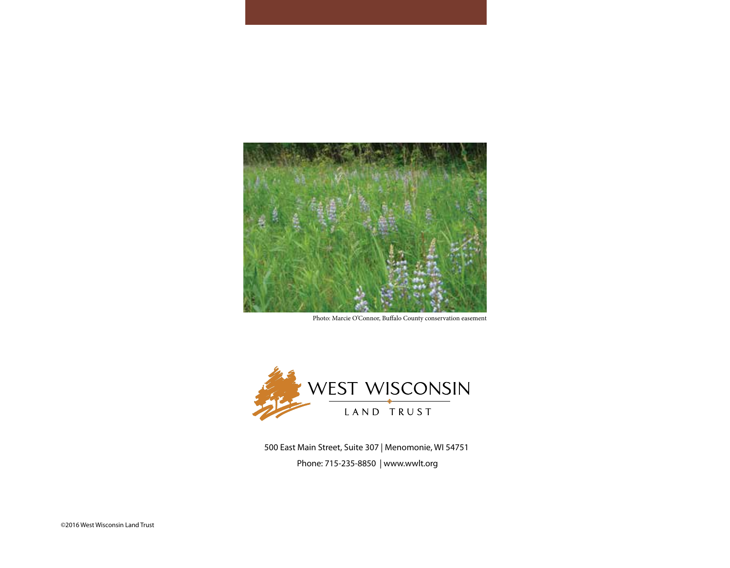Photo: Marcie O'Connor, Buffalo County conservation easement

WEST WISCONSIN

LAND TRUST

500 East Main Street, Suite 307 | Menomonie, WI 54751

Phone: 715-235-8850 | www.wwlt.org

©2016 West Wisconsin Land Trust